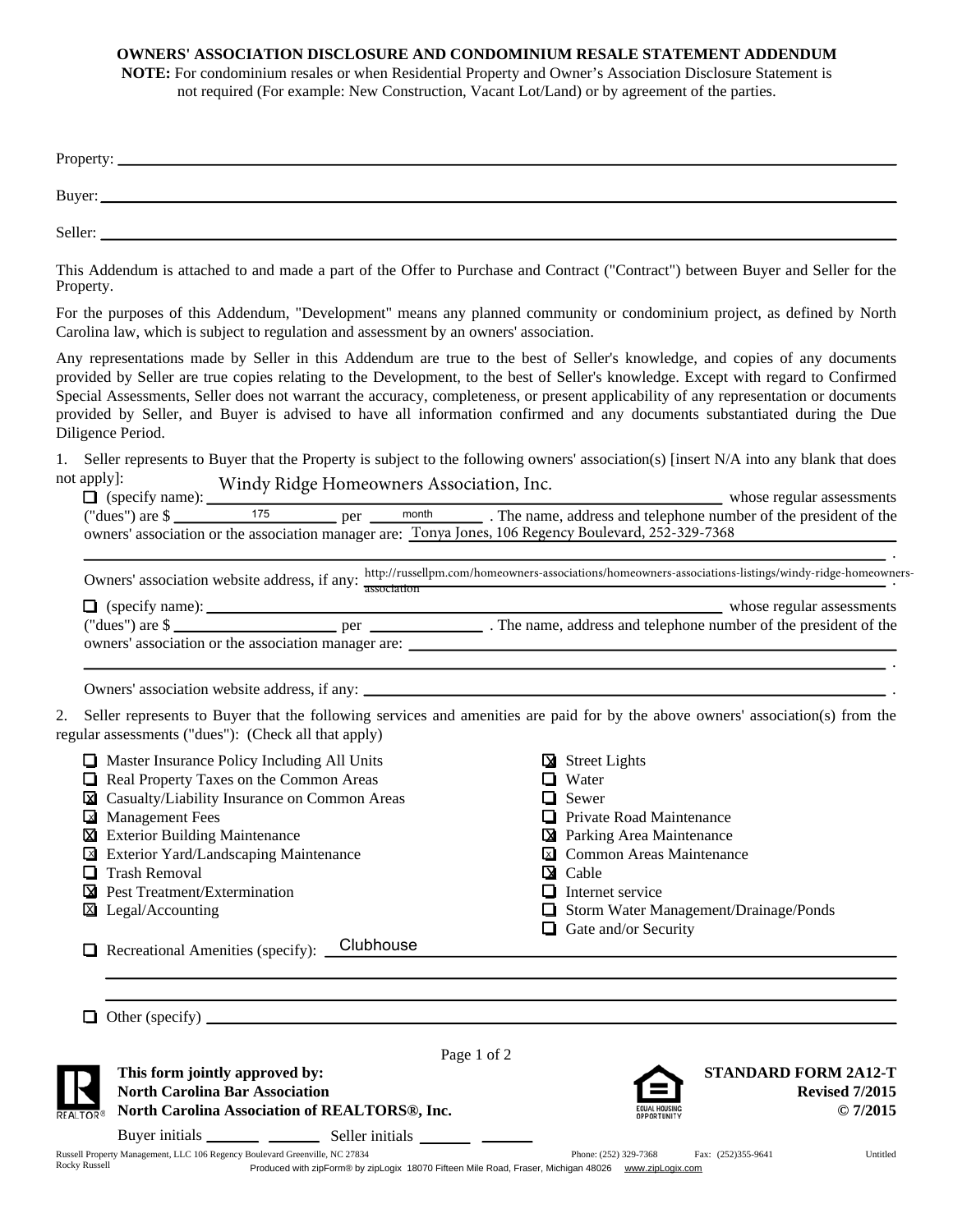**OWNERS' ASSOCIATION DISCLOSURE AND CONDOMINIUM RESALE STATEMENT ADDENDUM**

**NOTE:** For condominium resales or when Residential Property and Owner's Association Disclosure Statement is not required (For example: New Construction, Vacant Lot/Land) or by agreement of the parties.

Property: ______________________________

Buyer: ______________________________

Seller: ______________________________

This Addendum is attached to and made a part of the Offer to Purchase and Contract ("Contract") between Buyer and Seller for the Property.

For the purposes of this Addendum, "Development" means any planned community or condominium project, as defined by North Carolina law, which is subject to regulation and assessment by an owners' association.

Any representations made by Seller in this Addendum are true to the best of Seller's knowledge, and copies of any documents provided by Seller are true copies relating to the Development, to the best of Seller's knowledge. Except with regard to Confirmed Special Assessments, Seller does not warrant the accuracy, completeness, or present applicability of any representation or documents provided by Seller, and Buyer is advised to have all information confirmed and any documents substantiated during the Due Diligence Period.

1. Seller represents to Buyer that the Property is subject to the following owners' association(s) [insert N/A into any blank that does not apply]:

☐ (specify name): Windy Ridge Homeowners Association, Inc. whose regular assessments ("dues") are $ 175 per month. The name, address and telephone number of the president of the owners' association or the association manager are: Tonya Jones, 106 Regency Boulevard, 252-329-7368 .

Owners' association website address, if any: http://russellpm.com/homeowners-associations/homeowners-associations-listings/windy-ridge-homeowners-association .

☐ (specify name): ______________ whose regular assessments ("dues") are $ ________ per ________. The name, address and telephone number of the president of the owners' association or the association manager are: ______________ .

Owners' association website address, if any: ______________ .

2. Seller represents to Buyer that the following services and amenities are paid for by the above owners' association(s) from the regular assessments ("dues"): (Check all that apply)

- ☐ Master Insurance Policy Including All Units
- ☐ Real Property Taxes on the Common Areas
- ☒ Casualty/Liability Insurance on Common Areas
- ☒ Management Fees
- ☒ Exterior Building Maintenance
- ☒ Exterior Yard/Landscaping Maintenance
- ☐ Trash Removal
- ☒ Pest Treatment/Extermination
- ☒ Legal/Accounting
- ☒ Street Lights
- ☐ Water
- ☐ Sewer
- ☐ Private Road Maintenance
- ☒ Parking Area Maintenance
- ☒ Common Areas Maintenance
- ☒ Cable
- ☐ Internet service
- ☐ Storm Water Management/Drainage/Ponds
- ☐ Gate and/or Security

☐ Recreational Amenities (specify): Clubhouse

☐ Other (specify) ______________

This form jointly approved by:
North Carolina Bar Association
North Carolina Association of REALTORS®, Inc.

STANDARD FORM 2A12-T
Revised 7/2015
© 7/2015

Buyer initials ______ ______ Seller initials ______ ______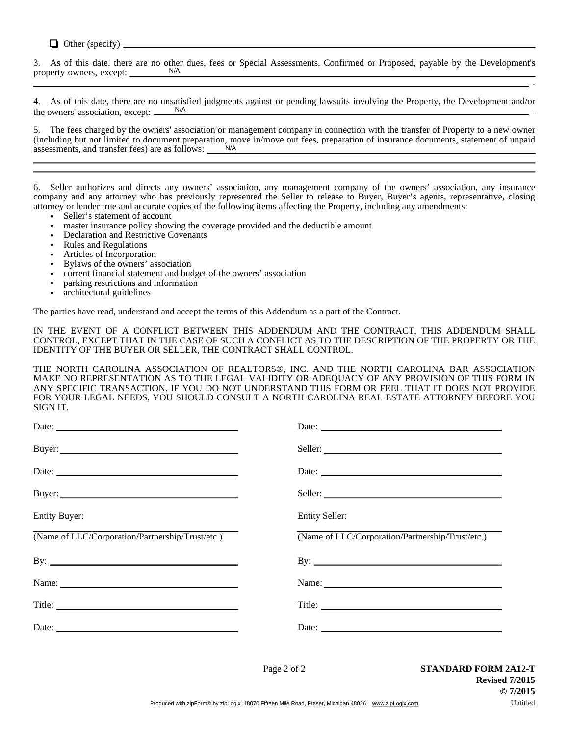❑ Other (specify) ______________________________________________

3. As of this date, there are no other dues, fees or Special Assessments, Confirmed or Proposed, payable by the Development's property owners, except: N/A ______________________________________________ .

4. As of this date, there are no unsatisfied judgments against or pending lawsuits involving the Property, the Development and/or the owners' association, except: N/A ______________________________________________ .

5. The fees charged by the owners' association or management company in connection with the transfer of Property to a new owner (including but not limited to document preparation, move in/move out fees, preparation of insurance documents, statement of unpaid assessments, and transfer fees) are as follows: N/A ______________________________________________

6. Seller authorizes and directs any owners' association, any management company of the owners' association, any insurance company and any attorney who has previously represented the Seller to release to Buyer, Buyer's agents, representative, closing attorney or lender true and accurate copies of the following items affecting the Property, including any amendments:

- Seller's statement of account
- master insurance policy showing the coverage provided and the deductible amount
- Declaration and Restrictive Covenants
- Rules and Regulations
- Articles of Incorporation
- Bylaws of the owners' association
- current financial statement and budget of the owners' association
- parking restrictions and information
- architectural guidelines

The parties have read, understand and accept the terms of this Addendum as a part of the Contract.

IN THE EVENT OF A CONFLICT BETWEEN THIS ADDENDUM AND THE CONTRACT, THIS ADDENDUM SHALL CONTROL, EXCEPT THAT IN THE CASE OF SUCH A CONFLICT AS TO THE DESCRIPTION OF THE PROPERTY OR THE IDENTITY OF THE BUYER OR SELLER, THE CONTRACT SHALL CONTROL.

THE NORTH CAROLINA ASSOCIATION OF REALTORS®, INC. AND THE NORTH CAROLINA BAR ASSOCIATION MAKE NO REPRESENTATION AS TO THE LEGAL VALIDITY OR ADEQUACY OF ANY PROVISION OF THIS FORM IN ANY SPECIFIC TRANSACTION. IF YOU DO NOT UNDERSTAND THIS FORM OR FEEL THAT IT DOES NOT PROVIDE FOR YOUR LEGAL NEEDS, YOU SHOULD CONSULT A NORTH CAROLINA REAL ESTATE ATTORNEY BEFORE YOU SIGN IT.

| | |
|---|---|
| Date: ____________________ | Date: ____________________ |
| Buyer: ____________________ | Seller: ____________________ |
| Date: ____________________ | Date: ____________________ |
| Buyer: ____________________ | Seller: ____________________ |
| Entity Buyer: | Entity Seller: |
| ____________________ (Name of LLC/Corporation/Partnership/Trust/etc.) | ____________________ (Name of LLC/Corporation/Partnership/Trust/etc.) |
| By: ____________________ | By: ____________________ |
| Name: ____________________ | Name: ____________________ |
| Title: ____________________ | Title: ____________________ |
| Date: ____________________ | Date: ____________________ |

STANDARD FORM 2A12-T
Revised 7/2015
© 7/2015